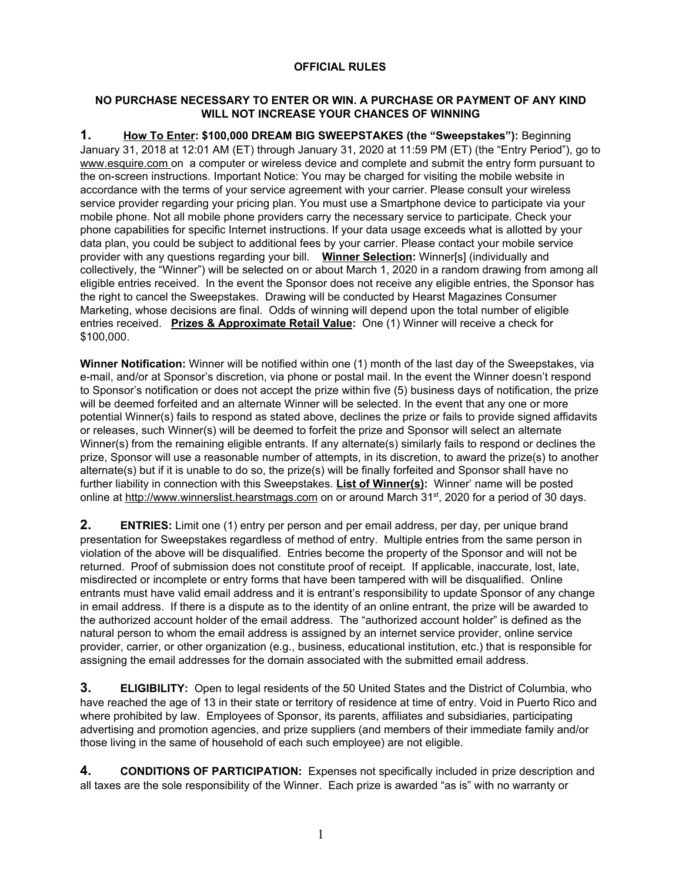**OFFICIAL RULES**

**NO PURCHASE NECESSARY TO ENTER OR WIN. A PURCHASE OR PAYMENT OF ANY KIND WILL NOT INCREASE YOUR CHANCES OF WINNING**

**1. How To Enter: $100,000 DREAM BIG SWEEPSTAKES (the "Sweepstakes"):** Beginning January 31, 2018 at 12:01 AM (ET) through January 31, 2020 at 11:59 PM (ET) (the "Entry Period"), go to www.esquire.com on a computer or wireless device and complete and submit the entry form pursuant to the on-screen instructions. Important Notice: You may be charged for visiting the mobile website in accordance with the terms of your service agreement with your carrier. Please consult your wireless service provider regarding your pricing plan. You must use a Smartphone device to participate via your mobile phone. Not all mobile phone providers carry the necessary service to participate. Check your phone capabilities for specific Internet instructions. If your data usage exceeds what is allotted by your data plan, you could be subject to additional fees by your carrier. Please contact your mobile service provider with any questions regarding your bill. **Winner Selection:** Winner[s] (individually and collectively, the "Winner") will be selected on or about March 1, 2020 in a random drawing from among all eligible entries received. In the event the Sponsor does not receive any eligible entries, the Sponsor has the right to cancel the Sweepstakes. Drawing will be conducted by Hearst Magazines Consumer Marketing, whose decisions are final. Odds of winning will depend upon the total number of eligible entries received. **Prizes & Approximate Retail Value:** One (1) Winner will receive a check for $100,000.

**Winner Notification:** Winner will be notified within one (1) month of the last day of the Sweepstakes, via e-mail, and/or at Sponsor's discretion, via phone or postal mail. In the event the Winner doesn't respond to Sponsor's notification or does not accept the prize within five (5) business days of notification, the prize will be deemed forfeited and an alternate Winner will be selected. In the event that any one or more potential Winner(s) fails to respond as stated above, declines the prize or fails to provide signed affidavits or releases, such Winner(s) will be deemed to forfeit the prize and Sponsor will select an alternate Winner(s) from the remaining eligible entrants. If any alternate(s) similarly fails to respond or declines the prize, Sponsor will use a reasonable number of attempts, in its discretion, to award the prize(s) to another alternate(s) but if it is unable to do so, the prize(s) will be finally forfeited and Sponsor shall have no further liability in connection with this Sweepstakes. **List of Winner(s):** Winner' name will be posted online at http://www.winnerslist.hearstmags.com on or around March 31st, 2020 for a period of 30 days.

**2. ENTRIES:** Limit one (1) entry per person and per email address, per day, per unique brand presentation for Sweepstakes regardless of method of entry. Multiple entries from the same person in violation of the above will be disqualified. Entries become the property of the Sponsor and will not be returned. Proof of submission does not constitute proof of receipt. If applicable, inaccurate, lost, late, misdirected or incomplete or entry forms that have been tampered with will be disqualified. Online entrants must have valid email address and it is entrant's responsibility to update Sponsor of any change in email address. If there is a dispute as to the identity of an online entrant, the prize will be awarded to the authorized account holder of the email address. The "authorized account holder" is defined as the natural person to whom the email address is assigned by an internet service provider, online service provider, carrier, or other organization (e.g., business, educational institution, etc.) that is responsible for assigning the email addresses for the domain associated with the submitted email address.

**3. ELIGIBILITY:** Open to legal residents of the 50 United States and the District of Columbia, who have reached the age of 13 in their state or territory of residence at time of entry. Void in Puerto Rico and where prohibited by law. Employees of Sponsor, its parents, affiliates and subsidiaries, participating advertising and promotion agencies, and prize suppliers (and members of their immediate family and/or those living in the same of household of each such employee) are not eligible.

**4. CONDITIONS OF PARTICIPATION:** Expenses not specifically included in prize description and all taxes are the sole responsibility of the Winner. Each prize is awarded "as is" with no warranty or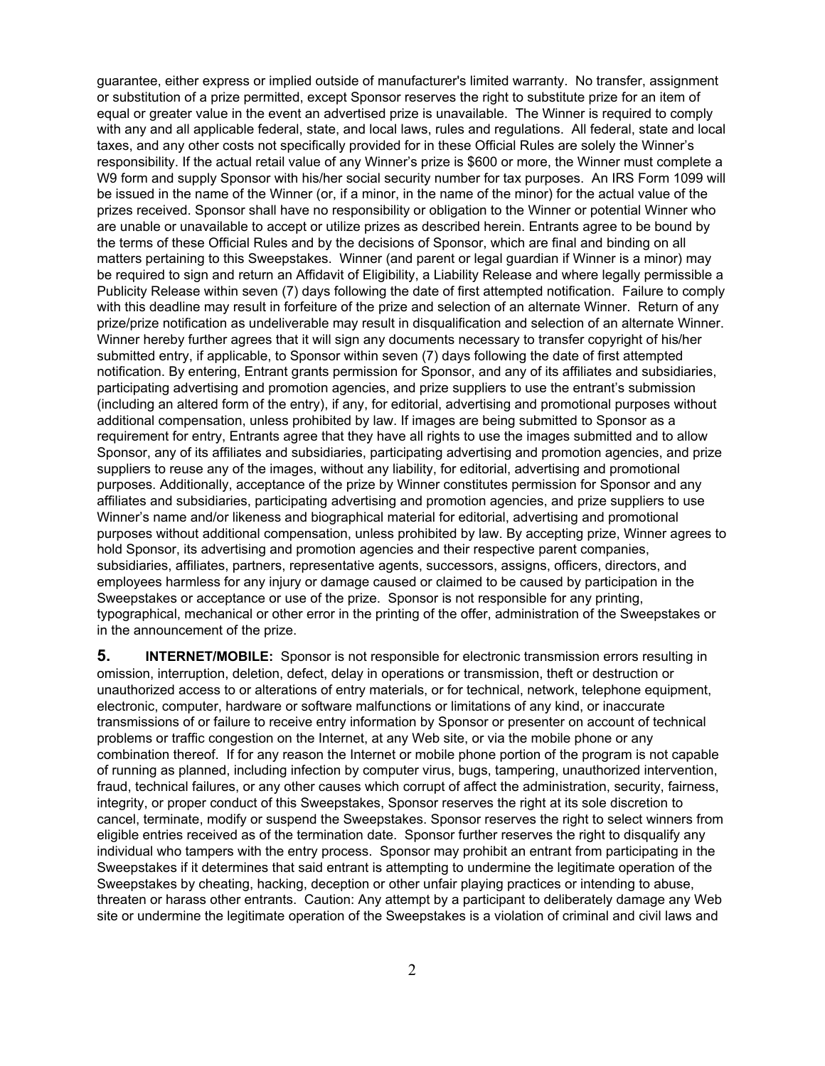guarantee, either express or implied outside of manufacturer's limited warranty. No transfer, assignment or substitution of a prize permitted, except Sponsor reserves the right to substitute prize for an item of equal or greater value in the event an advertised prize is unavailable. The Winner is required to comply with any and all applicable federal, state, and local laws, rules and regulations. All federal, state and local taxes, and any other costs not specifically provided for in these Official Rules are solely the Winner's responsibility. If the actual retail value of any Winner's prize is $600 or more, the Winner must complete a W9 form and supply Sponsor with his/her social security number for tax purposes. An IRS Form 1099 will be issued in the name of the Winner (or, if a minor, in the name of the minor) for the actual value of the prizes received. Sponsor shall have no responsibility or obligation to the Winner or potential Winner who are unable or unavailable to accept or utilize prizes as described herein. Entrants agree to be bound by the terms of these Official Rules and by the decisions of Sponsor, which are final and binding on all matters pertaining to this Sweepstakes. Winner (and parent or legal guardian if Winner is a minor) may be required to sign and return an Affidavit of Eligibility, a Liability Release and where legally permissible a Publicity Release within seven (7) days following the date of first attempted notification. Failure to comply with this deadline may result in forfeiture of the prize and selection of an alternate Winner. Return of any prize/prize notification as undeliverable may result in disqualification and selection of an alternate Winner. Winner hereby further agrees that it will sign any documents necessary to transfer copyright of his/her submitted entry, if applicable, to Sponsor within seven (7) days following the date of first attempted notification. By entering, Entrant grants permission for Sponsor, and any of its affiliates and subsidiaries, participating advertising and promotion agencies, and prize suppliers to use the entrant's submission (including an altered form of the entry), if any, for editorial, advertising and promotional purposes without additional compensation, unless prohibited by law. If images are being submitted to Sponsor as a requirement for entry, Entrants agree that they have all rights to use the images submitted and to allow Sponsor, any of its affiliates and subsidiaries, participating advertising and promotion agencies, and prize suppliers to reuse any of the images, without any liability, for editorial, advertising and promotional purposes. Additionally, acceptance of the prize by Winner constitutes permission for Sponsor and any affiliates and subsidiaries, participating advertising and promotion agencies, and prize suppliers to use Winner's name and/or likeness and biographical material for editorial, advertising and promotional purposes without additional compensation, unless prohibited by law. By accepting prize, Winner agrees to hold Sponsor, its advertising and promotion agencies and their respective parent companies, subsidiaries, affiliates, partners, representative agents, successors, assigns, officers, directors, and employees harmless for any injury or damage caused or claimed to be caused by participation in the Sweepstakes or acceptance or use of the prize. Sponsor is not responsible for any printing, typographical, mechanical or other error in the printing of the offer, administration of the Sweepstakes or in the announcement of the prize.

**5. INTERNET/MOBILE:** Sponsor is not responsible for electronic transmission errors resulting in omission, interruption, deletion, defect, delay in operations or transmission, theft or destruction or unauthorized access to or alterations of entry materials, or for technical, network, telephone equipment, electronic, computer, hardware or software malfunctions or limitations of any kind, or inaccurate transmissions of or failure to receive entry information by Sponsor or presenter on account of technical problems or traffic congestion on the Internet, at any Web site, or via the mobile phone or any combination thereof. If for any reason the Internet or mobile phone portion of the program is not capable of running as planned, including infection by computer virus, bugs, tampering, unauthorized intervention, fraud, technical failures, or any other causes which corrupt of affect the administration, security, fairness, integrity, or proper conduct of this Sweepstakes, Sponsor reserves the right at its sole discretion to cancel, terminate, modify or suspend the Sweepstakes. Sponsor reserves the right to select winners from eligible entries received as of the termination date. Sponsor further reserves the right to disqualify any individual who tampers with the entry process. Sponsor may prohibit an entrant from participating in the Sweepstakes if it determines that said entrant is attempting to undermine the legitimate operation of the Sweepstakes by cheating, hacking, deception or other unfair playing practices or intending to abuse, threaten or harass other entrants. Caution: Any attempt by a participant to deliberately damage any Web site or undermine the legitimate operation of the Sweepstakes is a violation of criminal and civil laws and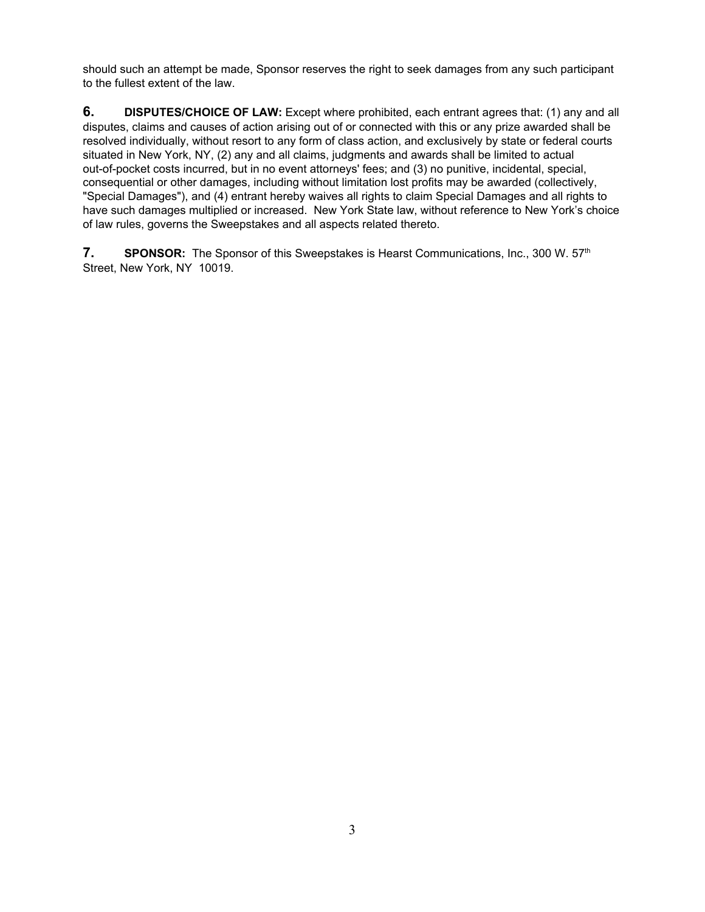should such an attempt be made, Sponsor reserves the right to seek damages from any such participant to the fullest extent of the law.

**6. DISPUTES/CHOICE OF LAW:** Except where prohibited, each entrant agrees that: (1) any and all disputes, claims and causes of action arising out of or connected with this or any prize awarded shall be resolved individually, without resort to any form of class action, and exclusively by state or federal courts situated in New York, NY, (2) any and all claims, judgments and awards shall be limited to actual out-of-pocket costs incurred, but in no event attorneys' fees; and (3) no punitive, incidental, special, consequential or other damages, including without limitation lost profits may be awarded (collectively, "Special Damages"), and (4) entrant hereby waives all rights to claim Special Damages and all rights to have such damages multiplied or increased. New York State law, without reference to New York's choice of law rules, governs the Sweepstakes and all aspects related thereto.

**7. SPONSOR:** The Sponsor of this Sweepstakes is Hearst Communications, Inc., 300 W. 57th Street, New York, NY 10019.